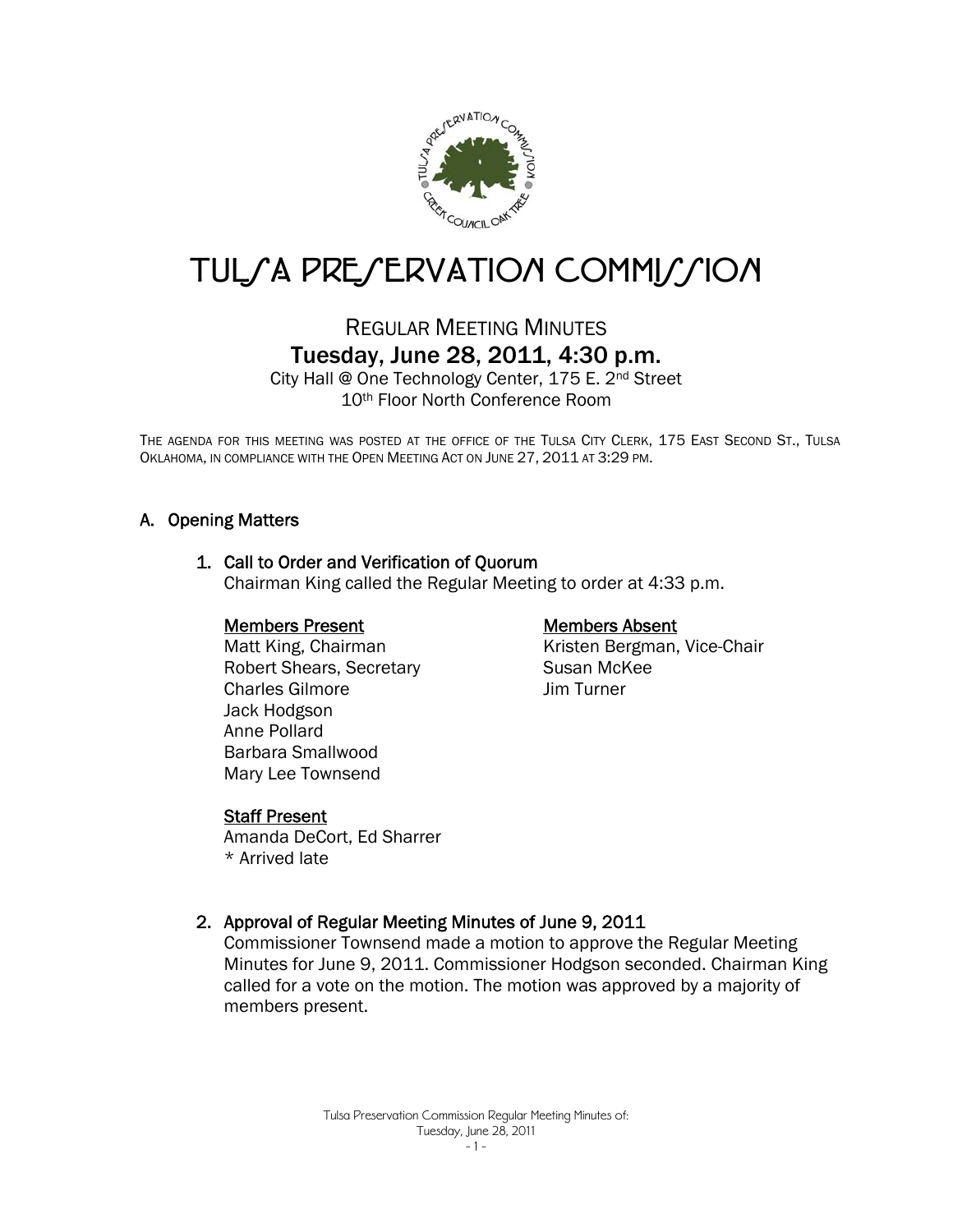# TULSA PRESERVATION COMMISSION

## REGULAR MEETING MINUTES

## Tuesday, June 28, 2011, 4:30 p.m.

City Hall @ One Technology Center, 175 E. 2nd Street
10th Floor North Conference Room

THE AGENDA FOR THIS MEETING WAS POSTED AT THE OFFICE OF THE TULSA CITY CLERK, 175 EAST SECOND ST., TULSA OKLAHOMA, IN COMPLIANCE WITH THE OPEN MEETING ACT ON JUNE 27, 2011 AT 3:29 PM.

### A. Opening Matters

#### 1. Call to Order and Verification of Quorum

Chairman King called the Regular Meeting to order at 4:33 p.m.

**Members Present**
Matt King, Chairman
Robert Shears, Secretary
Charles Gilmore
Jack Hodgson
Anne Pollard
Barbara Smallwood
Mary Lee Townsend

**Members Absent**
Kristen Bergman, Vice-Chair
Susan McKee
Jim Turner

**Staff Present**
Amanda DeCort, Ed Sharrer
* Arrived late

#### 2. Approval of Regular Meeting Minutes of June 9, 2011

Commissioner Townsend made a motion to approve the Regular Meeting Minutes for June 9, 2011. Commissioner Hodgson seconded. Chairman King called for a vote on the motion. The motion was approved by a majority of members present.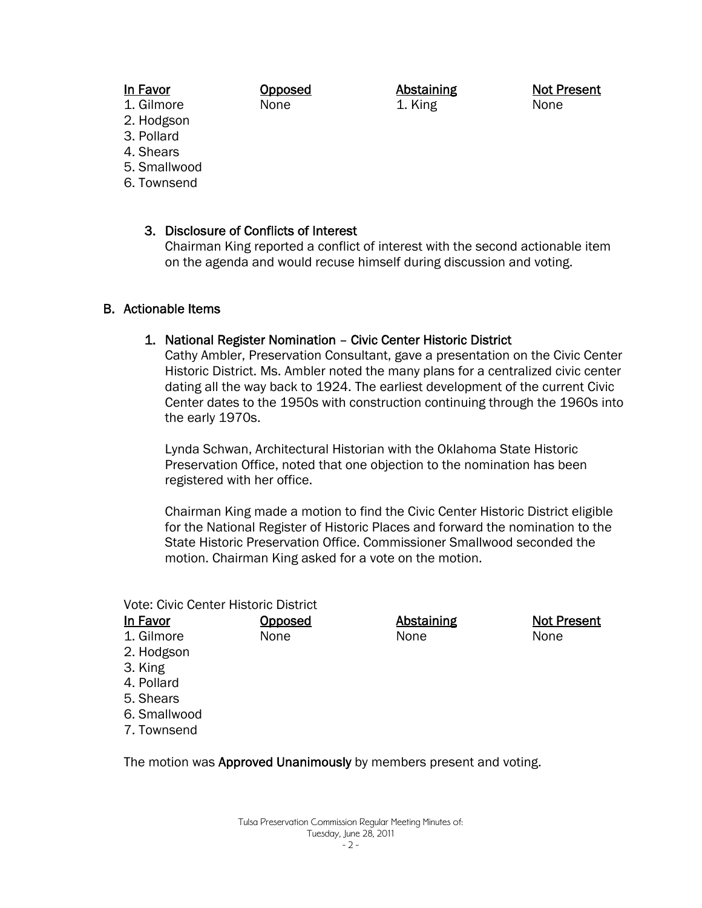| In Favor | Opposed | Abstaining | Not Present |
| --- | --- | --- | --- |
| 1. Gilmore | None | 1. King | None |
| 2. Hodgson | | | |
| 3. Pollard | | | |
| 4. Shears | | | |
| 5. Smallwood | | | |
| 6. Townsend | | | |

3. **Disclosure of Conflicts of Interest**
   Chairman King reported a conflict of interest with the second actionable item on the agenda and would recuse himself during discussion and voting.

## B. Actionable Items

1. **National Register Nomination – Civic Center Historic District**
   Cathy Ambler, Preservation Consultant, gave a presentation on the Civic Center Historic District. Ms. Ambler noted the many plans for a centralized civic center dating all the way back to 1924. The earliest development of the current Civic Center dates to the 1950s with construction continuing through the 1960s into the early 1970s.

   Lynda Schwan, Architectural Historian with the Oklahoma State Historic Preservation Office, noted that one objection to the nomination has been registered with her office.

   Chairman King made a motion to find the Civic Center Historic District eligible for the National Register of Historic Places and forward the nomination to the State Historic Preservation Office. Commissioner Smallwood seconded the motion. Chairman King asked for a vote on the motion.

Vote: Civic Center Historic District

| In Favor | Opposed | Abstaining | Not Present |
| --- | --- | --- | --- |
| 1. Gilmore | None | None | None |
| 2. Hodgson | | | |
| 3. King | | | |
| 4. Pollard | | | |
| 5. Shears | | | |
| 6. Smallwood | | | |
| 7. Townsend | | | |

The motion was **Approved Unanimously** by members present and voting.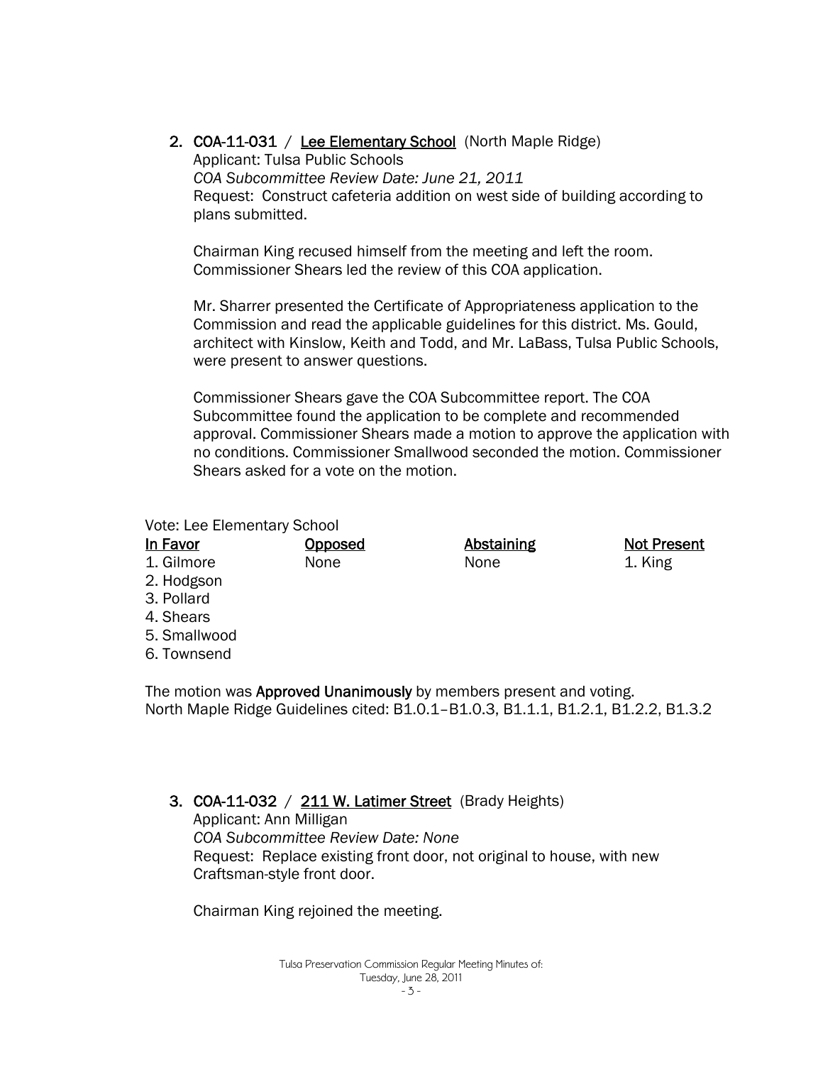2. **COA-11-031** / <u>**Lee Elementary School**</u> (North Maple Ridge)
   Applicant: Tulsa Public Schools
   *COA Subcommittee Review Date: June 21, 2011*
   Request: Construct cafeteria addition on west side of building according to plans submitted.

   Chairman King recused himself from the meeting and left the room. Commissioner Shears led the review of this COA application.

   Mr. Sharrer presented the Certificate of Appropriateness application to the Commission and read the applicable guidelines for this district. Ms. Gould, architect with Kinslow, Keith and Todd, and Mr. LaBass, Tulsa Public Schools, were present to answer questions.

   Commissioner Shears gave the COA Subcommittee report. The COA Subcommittee found the application to be complete and recommended approval. Commissioner Shears made a motion to approve the application with no conditions. Commissioner Smallwood seconded the motion. Commissioner Shears asked for a vote on the motion.

Vote: Lee Elementary School

| <u>In Favor</u> | <u>Opposed</u> | <u>Abstaining</u> | <u>Not Present</u> |
|---|---|---|---|
| 1. Gilmore | None | None | 1. King |
| 2. Hodgson | | | |
| 3. Pollard | | | |
| 4. Shears | | | |
| 5. Smallwood | | | |
| 6. Townsend | | | |

The motion was **Approved Unanimously** by members present and voting.
North Maple Ridge Guidelines cited: B1.0.1–B1.0.3, B1.1.1, B1.2.1, B1.2.2, B1.3.2

3. **COA-11-032** / <u>**211 W. Latimer Street**</u> (Brady Heights)
   Applicant: Ann Milligan
   *COA Subcommittee Review Date: None*
   Request: Replace existing front door, not original to house, with new Craftsman-style front door.

   Chairman King rejoined the meeting.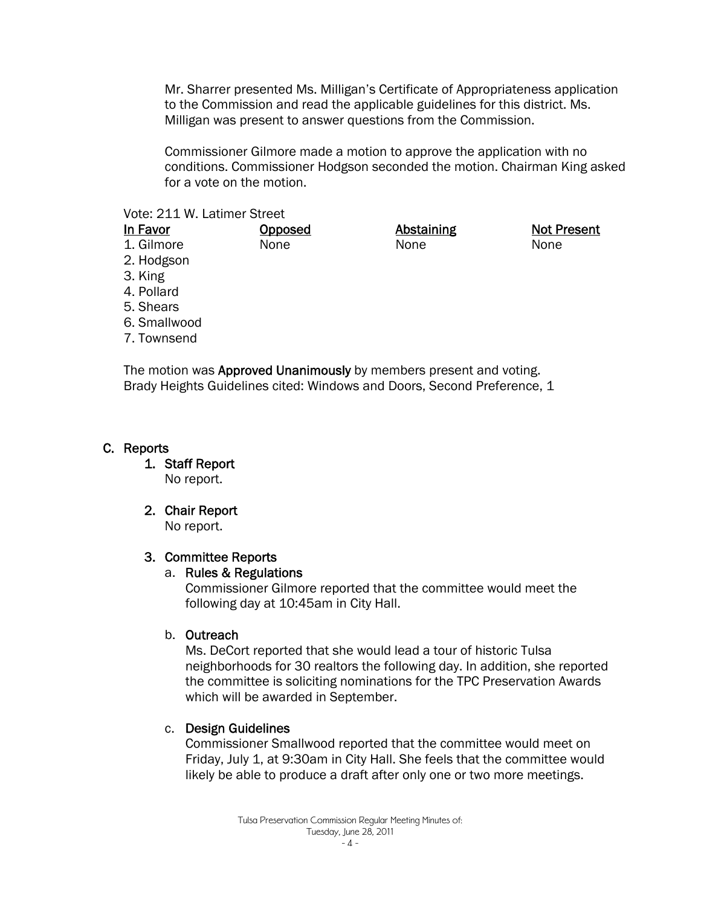Mr. Sharrer presented Ms. Milligan's Certificate of Appropriateness application to the Commission and read the applicable guidelines for this district. Ms. Milligan was present to answer questions from the Commission.

Commissioner Gilmore made a motion to approve the application with no conditions. Commissioner Hodgson seconded the motion. Chairman King asked for a vote on the motion.

Vote: 211 W. Latimer Street

| In Favor | Opposed | Abstaining | Not Present |
|---|---|---|---|
| 1. Gilmore | None | None | None |
| 2. Hodgson | | | |
| 3. King | | | |
| 4. Pollard | | | |
| 5. Shears | | | |
| 6. Smallwood | | | |
| 7. Townsend | | | |

The motion was **Approved Unanimously** by members present and voting.
Brady Heights Guidelines cited: Windows and Doors, Second Preference, 1

## C. Reports

### 1. Staff Report

No report.

### 2. Chair Report

No report.

### 3. Committee Reports

#### a. Rules & Regulations

Commissioner Gilmore reported that the committee would meet the following day at 10:45am in City Hall.

#### b. Outreach

Ms. DeCort reported that she would lead a tour of historic Tulsa neighborhoods for 30 realtors the following day. In addition, she reported the committee is soliciting nominations for the TPC Preservation Awards which will be awarded in September.

#### c. Design Guidelines

Commissioner Smallwood reported that the committee would meet on Friday, July 1, at 9:30am in City Hall. She feels that the committee would likely be able to produce a draft after only one or two more meetings.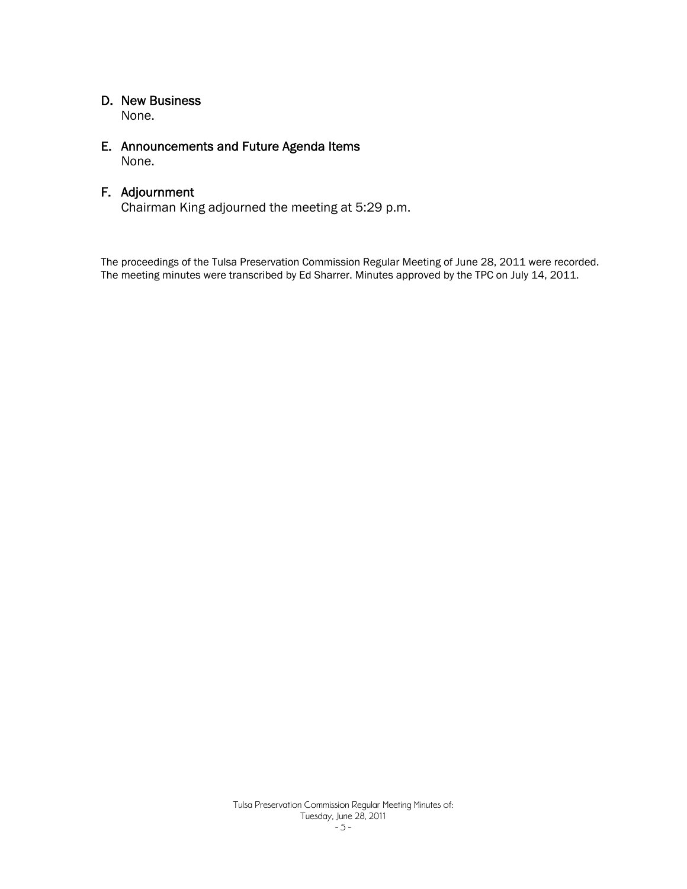## D. New Business

None.

## E. Announcements and Future Agenda Items

None.

## F. Adjournment

Chairman King adjourned the meeting at 5:29 p.m.

The proceedings of the Tulsa Preservation Commission Regular Meeting of June 28, 2011 were recorded. The meeting minutes were transcribed by Ed Sharrer. Minutes approved by the TPC on July 14, 2011.